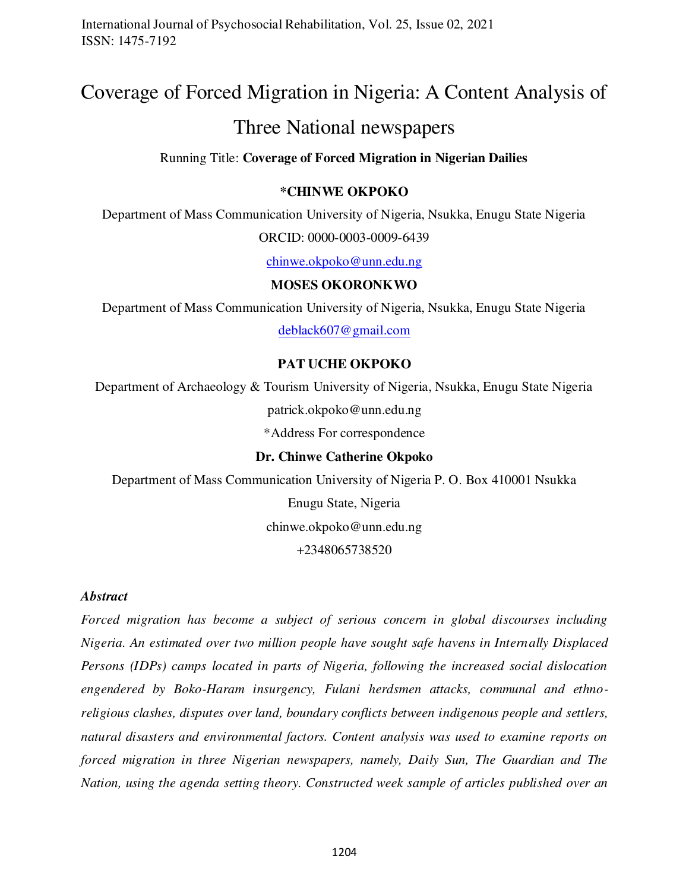# Coverage of Forced Migration in Nigeria: A Content Analysis of Three National newspapers

Running Title: **Coverage of Forced Migration in Nigerian Dailies**

**\*CHINWE OKPOKO**

Department of Mass Communication University of Nigeria, Nsukka, Enugu State Nigeria

ORCID: 0000-0003-0009-6439

chinwe.okpoko@unn.edu.ng

**MOSES OKORONKWO**

Department of Mass Communication University of Nigeria, Nsukka, Enugu State Nigeria

deblack607@gmail.com

**PAT UCHE OKPOKO**

Department of Archaeology & Tourism University of Nigeria, Nsukka, Enugu State Nigeria

patrick.okpoko@unn.edu.ng

*Address For correspondence

**Dr. Chinwe Catherine Okpoko**

Department of Mass Communication University of Nigeria P. O. Box 410001 Nsukka

Enugu State, Nigeria

chinwe.okpoko@unn.edu.ng

+2348065738520

***Abstract***

*Forced migration has become a subject of serious concern in global discourses including Nigeria. An estimated over two million people have sought safe havens in Internally Displaced Persons (IDPs) camps located in parts of Nigeria, following the increased social dislocation engendered by Boko-Haram insurgency, Fulani herdsmen attacks, communal and ethno-religious clashes, disputes over land, boundary conflicts between indigenous people and settlers, natural disasters and environmental factors. Content analysis was used to examine reports on forced migration in three Nigerian newspapers, namely, Daily Sun, The Guardian and The Nation, using the agenda setting theory. Constructed week sample of articles published over an*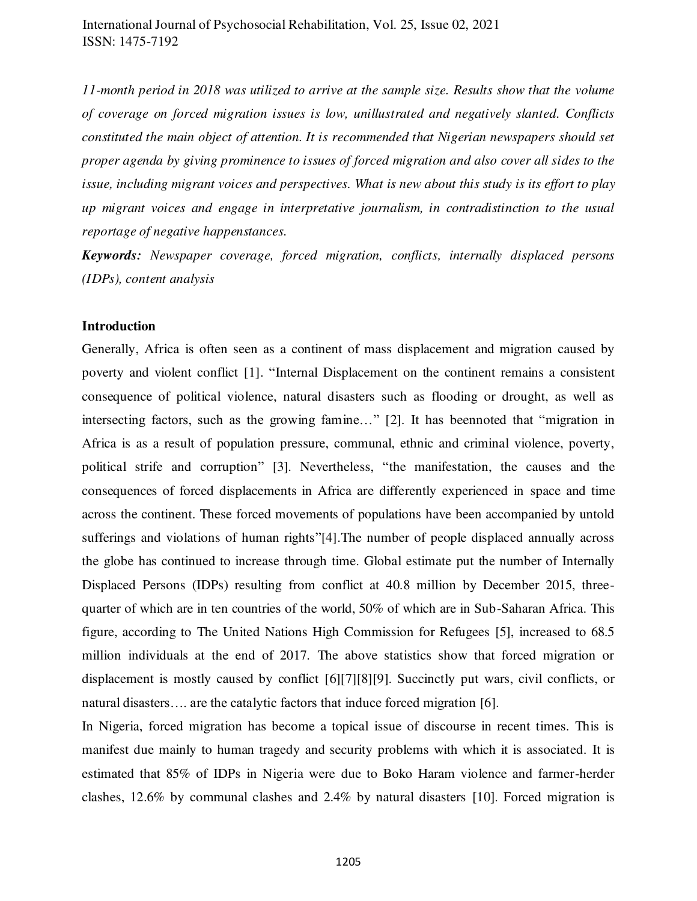*11-month period in 2018 was utilized to arrive at the sample size. Results show that the volume of coverage on forced migration issues is low, unillustrated and negatively slanted. Conflicts constituted the main object of attention. It is recommended that Nigerian newspapers should set proper agenda by giving prominence to issues of forced migration and also cover all sides to the issue, including migrant voices and perspectives. What is new about this study is its effort to play up migrant voices and engage in interpretative journalism, in contradistinction to the usual reportage of negative happenstances.*

***Keywords:*** *Newspaper coverage, forced migration, conflicts, internally displaced persons (IDPs), content analysis*

## Introduction

Generally, Africa is often seen as a continent of mass displacement and migration caused by poverty and violent conflict [1]. "Internal Displacement on the continent remains a consistent consequence of political violence, natural disasters such as flooding or drought, as well as intersecting factors, such as the growing famine…" [2]. It has beennoted that "migration in Africa is as a result of population pressure, communal, ethnic and criminal violence, poverty, political strife and corruption" [3]. Nevertheless, "the manifestation, the causes and the consequences of forced displacements in Africa are differently experienced in space and time across the continent. These forced movements of populations have been accompanied by untold sufferings and violations of human rights"[4].The number of people displaced annually across the globe has continued to increase through time. Global estimate put the number of Internally Displaced Persons (IDPs) resulting from conflict at 40.8 million by December 2015, three-quarter of which are in ten countries of the world, 50% of which are in Sub-Saharan Africa. This figure, according to The United Nations High Commission for Refugees [5], increased to 68.5 million individuals at the end of 2017. The above statistics show that forced migration or displacement is mostly caused by conflict [6][7][8][9]. Succinctly put wars, civil conflicts, or natural disasters…. are the catalytic factors that induce forced migration [6].

In Nigeria, forced migration has become a topical issue of discourse in recent times. This is manifest due mainly to human tragedy and security problems with which it is associated. It is estimated that 85% of IDPs in Nigeria were due to Boko Haram violence and farmer-herder clashes, 12.6% by communal clashes and 2.4% by natural disasters [10]. Forced migration is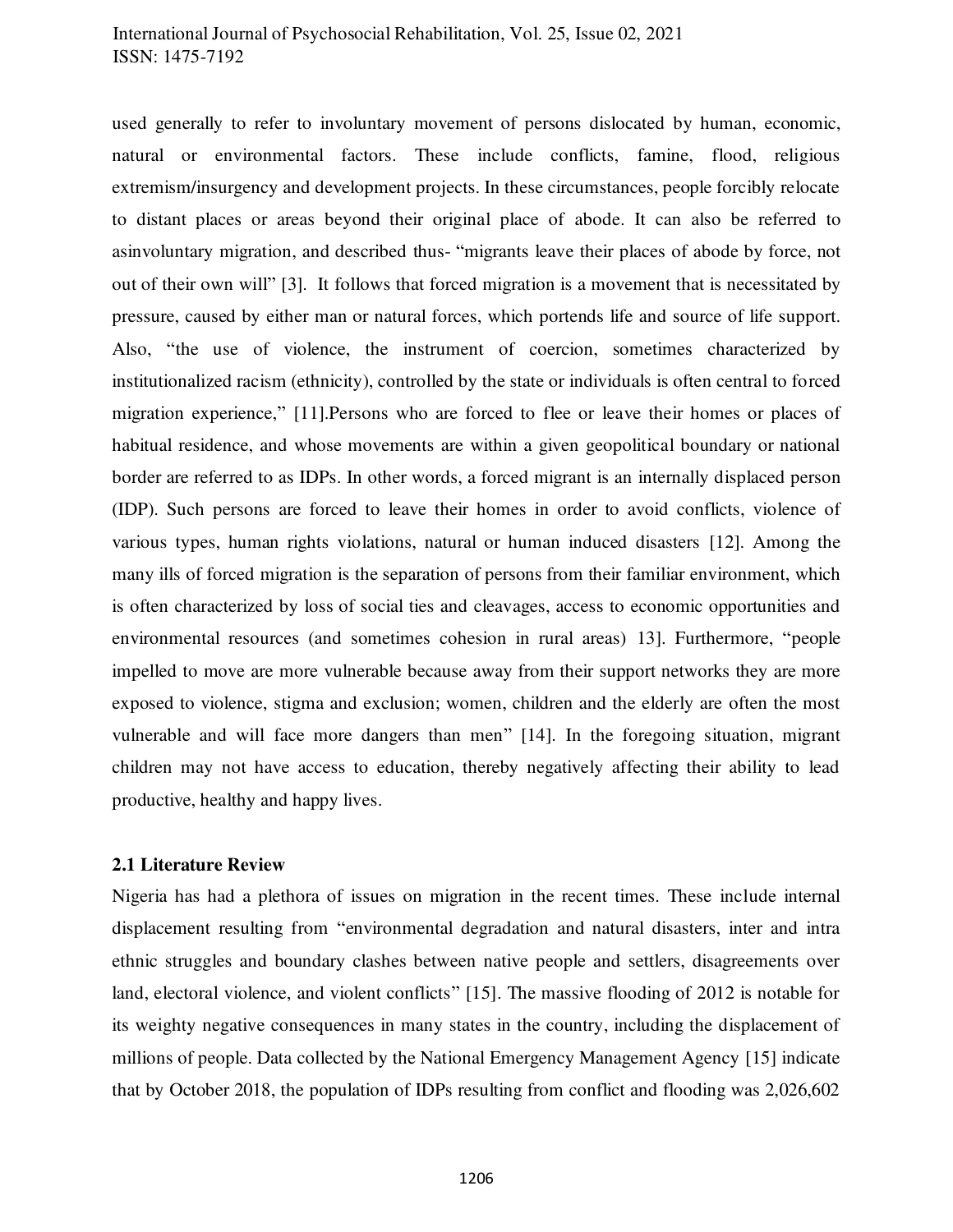used generally to refer to involuntary movement of persons dislocated by human, economic, natural or environmental factors. These include conflicts, famine, flood, religious extremism/insurgency and development projects. In these circumstances, people forcibly relocate to distant places or areas beyond their original place of abode. It can also be referred to asinvoluntary migration, and described thus- "migrants leave their places of abode by force, not out of their own will" [3]. It follows that forced migration is a movement that is necessitated by pressure, caused by either man or natural forces, which portends life and source of life support. Also, "the use of violence, the instrument of coercion, sometimes characterized by institutionalized racism (ethnicity), controlled by the state or individuals is often central to forced migration experience," [11].Persons who are forced to flee or leave their homes or places of habitual residence, and whose movements are within a given geopolitical boundary or national border are referred to as IDPs. In other words, a forced migrant is an internally displaced person (IDP). Such persons are forced to leave their homes in order to avoid conflicts, violence of various types, human rights violations, natural or human induced disasters [12]. Among the many ills of forced migration is the separation of persons from their familiar environment, which is often characterized by loss of social ties and cleavages, access to economic opportunities and environmental resources (and sometimes cohesion in rural areas) 13]. Furthermore, "people impelled to move are more vulnerable because away from their support networks they are more exposed to violence, stigma and exclusion; women, children and the elderly are often the most vulnerable and will face more dangers than men" [14]. In the foregoing situation, migrant children may not have access to education, thereby negatively affecting their ability to lead productive, healthy and happy lives.

### 2.1 Literature Review

Nigeria has had a plethora of issues on migration in the recent times. These include internal displacement resulting from "environmental degradation and natural disasters, inter and intra ethnic struggles and boundary clashes between native people and settlers, disagreements over land, electoral violence, and violent conflicts" [15]. The massive flooding of 2012 is notable for its weighty negative consequences in many states in the country, including the displacement of millions of people. Data collected by the National Emergency Management Agency [15] indicate that by October 2018, the population of IDPs resulting from conflict and flooding was 2,026,602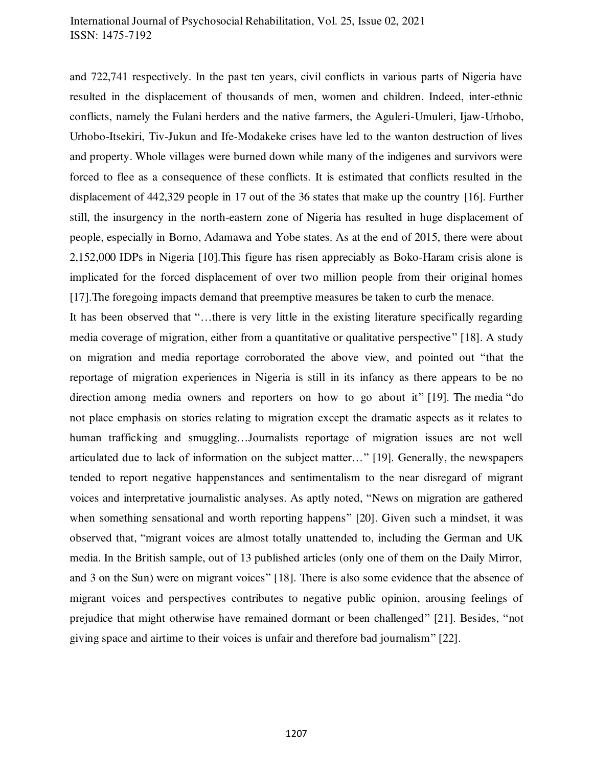and 722,741 respectively. In the past ten years, civil conflicts in various parts of Nigeria have resulted in the displacement of thousands of men, women and children. Indeed, inter-ethnic conflicts, namely the Fulani herders and the native farmers, the Aguleri-Umuleri, Ijaw-Urhobo, Urhobo-Itsekiri, Tiv-Jukun and Ife-Modakeke crises have led to the wanton destruction of lives and property. Whole villages were burned down while many of the indigenes and survivors were forced to flee as a consequence of these conflicts. It is estimated that conflicts resulted in the displacement of 442,329 people in 17 out of the 36 states that make up the country [16]. Further still, the insurgency in the north-eastern zone of Nigeria has resulted in huge displacement of people, especially in Borno, Adamawa and Yobe states. As at the end of 2015, there were about 2,152,000 IDPs in Nigeria [10].This figure has risen appreciably as Boko-Haram crisis alone is implicated for the forced displacement of over two million people from their original homes [17].The foregoing impacts demand that preemptive measures be taken to curb the menace.

It has been observed that "…there is very little in the existing literature specifically regarding media coverage of migration, either from a quantitative or qualitative perspective" [18]. A study on migration and media reportage corroborated the above view, and pointed out "that the reportage of migration experiences in Nigeria is still in its infancy as there appears to be no direction among media owners and reporters on how to go about it" [19]. The media "do not place emphasis on stories relating to migration except the dramatic aspects as it relates to human trafficking and smuggling…Journalists reportage of migration issues are not well articulated due to lack of information on the subject matter…" [19]. Generally, the newspapers tended to report negative happenstances and sentimentalism to the near disregard of migrant voices and interpretative journalistic analyses. As aptly noted, "News on migration are gathered when something sensational and worth reporting happens" [20]. Given such a mindset, it was observed that, "migrant voices are almost totally unattended to, including the German and UK media. In the British sample, out of 13 published articles (only one of them on the Daily Mirror, and 3 on the Sun) were on migrant voices" [18]. There is also some evidence that the absence of migrant voices and perspectives contributes to negative public opinion, arousing feelings of prejudice that might otherwise have remained dormant or been challenged" [21]. Besides, "not giving space and airtime to their voices is unfair and therefore bad journalism" [22].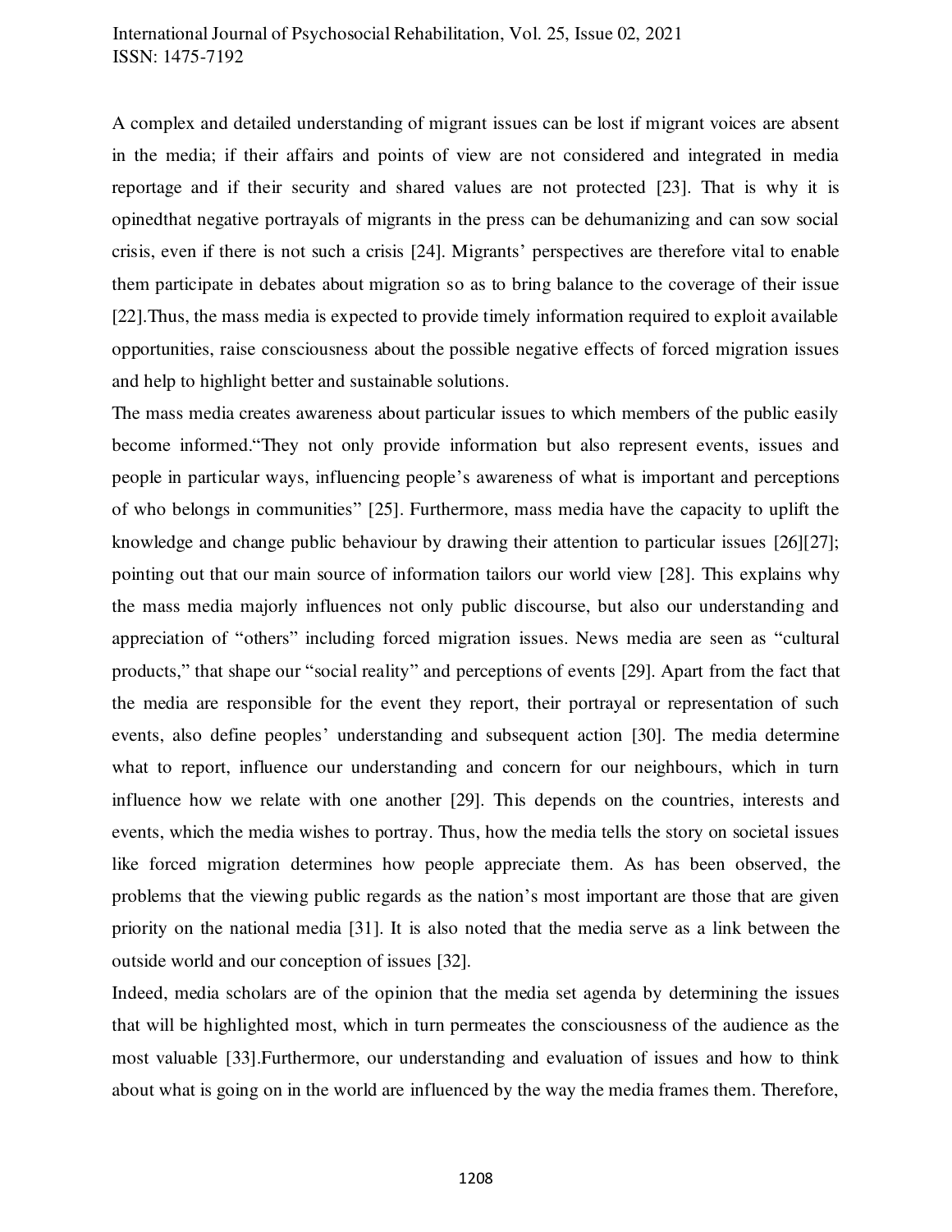A complex and detailed understanding of migrant issues can be lost if migrant voices are absent in the media; if their affairs and points of view are not considered and integrated in media reportage and if their security and shared values are not protected [23]. That is why it is opinedthat negative portrayals of migrants in the press can be dehumanizing and can sow social crisis, even if there is not such a crisis [24]. Migrants' perspectives are therefore vital to enable them participate in debates about migration so as to bring balance to the coverage of their issue [22].Thus, the mass media is expected to provide timely information required to exploit available opportunities, raise consciousness about the possible negative effects of forced migration issues and help to highlight better and sustainable solutions.

The mass media creates awareness about particular issues to which members of the public easily become informed."They not only provide information but also represent events, issues and people in particular ways, influencing people's awareness of what is important and perceptions of who belongs in communities" [25]. Furthermore, mass media have the capacity to uplift the knowledge and change public behaviour by drawing their attention to particular issues [26][27]; pointing out that our main source of information tailors our world view [28]. This explains why the mass media majorly influences not only public discourse, but also our understanding and appreciation of "others" including forced migration issues. News media are seen as "cultural products," that shape our "social reality" and perceptions of events [29]. Apart from the fact that the media are responsible for the event they report, their portrayal or representation of such events, also define peoples' understanding and subsequent action [30]. The media determine what to report, influence our understanding and concern for our neighbours, which in turn influence how we relate with one another [29]. This depends on the countries, interests and events, which the media wishes to portray. Thus, how the media tells the story on societal issues like forced migration determines how people appreciate them. As has been observed, the problems that the viewing public regards as the nation's most important are those that are given priority on the national media [31]. It is also noted that the media serve as a link between the outside world and our conception of issues [32].

Indeed, media scholars are of the opinion that the media set agenda by determining the issues that will be highlighted most, which in turn permeates the consciousness of the audience as the most valuable [33].Furthermore, our understanding and evaluation of issues and how to think about what is going on in the world are influenced by the way the media frames them. Therefore,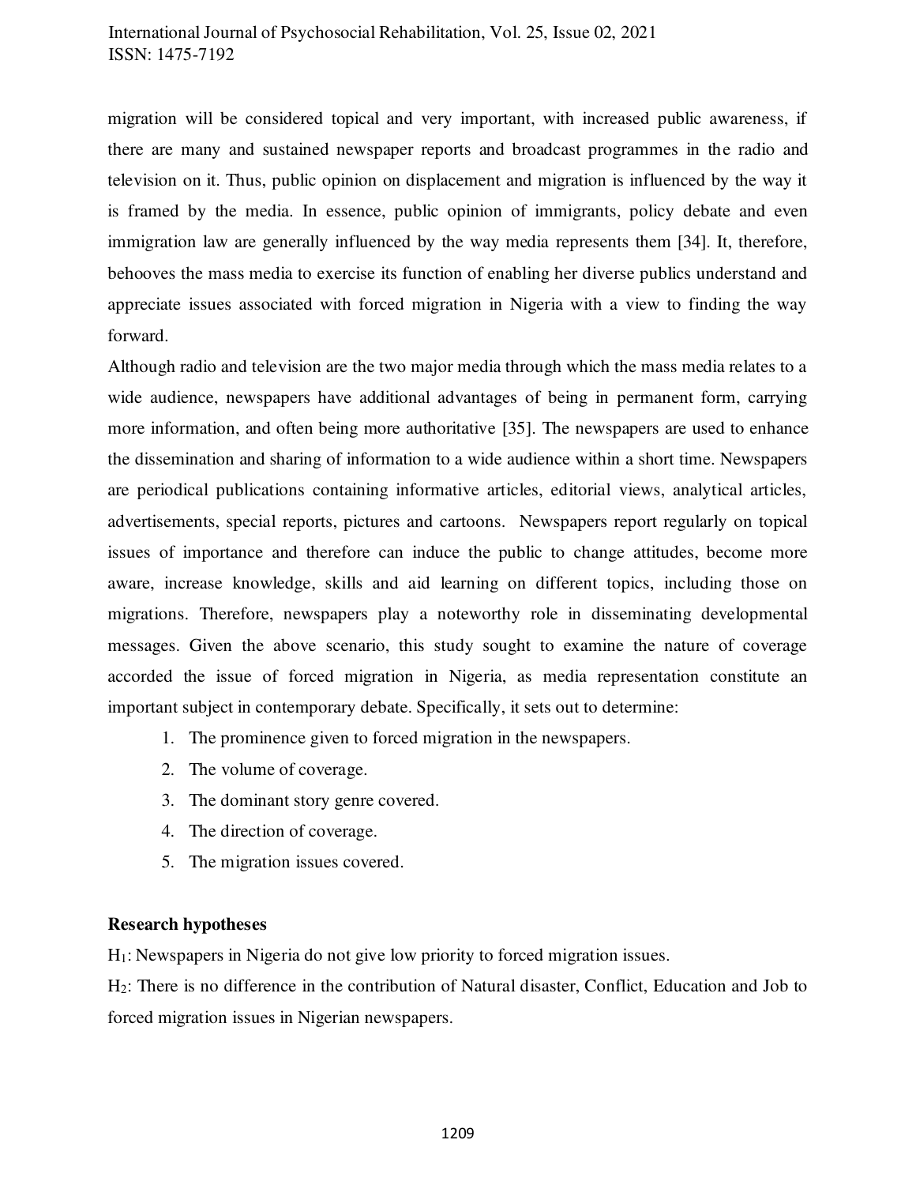migration will be considered topical and very important, with increased public awareness, if there are many and sustained newspaper reports and broadcast programmes in the radio and television on it. Thus, public opinion on displacement and migration is influenced by the way it is framed by the media. In essence, public opinion of immigrants, policy debate and even immigration law are generally influenced by the way media represents them [34]. It, therefore, behooves the mass media to exercise its function of enabling her diverse publics understand and appreciate issues associated with forced migration in Nigeria with a view to finding the way forward.

Although radio and television are the two major media through which the mass media relates to a wide audience, newspapers have additional advantages of being in permanent form, carrying more information, and often being more authoritative [35]. The newspapers are used to enhance the dissemination and sharing of information to a wide audience within a short time. Newspapers are periodical publications containing informative articles, editorial views, analytical articles, advertisements, special reports, pictures and cartoons. Newspapers report regularly on topical issues of importance and therefore can induce the public to change attitudes, become more aware, increase knowledge, skills and aid learning on different topics, including those on migrations. Therefore, newspapers play a noteworthy role in disseminating developmental messages. Given the above scenario, this study sought to examine the nature of coverage accorded the issue of forced migration in Nigeria, as media representation constitute an important subject in contemporary debate. Specifically, it sets out to determine:

1. The prominence given to forced migration in the newspapers.
2. The volume of coverage.
3. The dominant story genre covered.
4. The direction of coverage.
5. The migration issues covered.

**Research hypotheses**

$H_1$: Newspapers in Nigeria do not give low priority to forced migration issues.

$H_2$: There is no difference in the contribution of Natural disaster, Conflict, Education and Job to forced migration issues in Nigerian newspapers.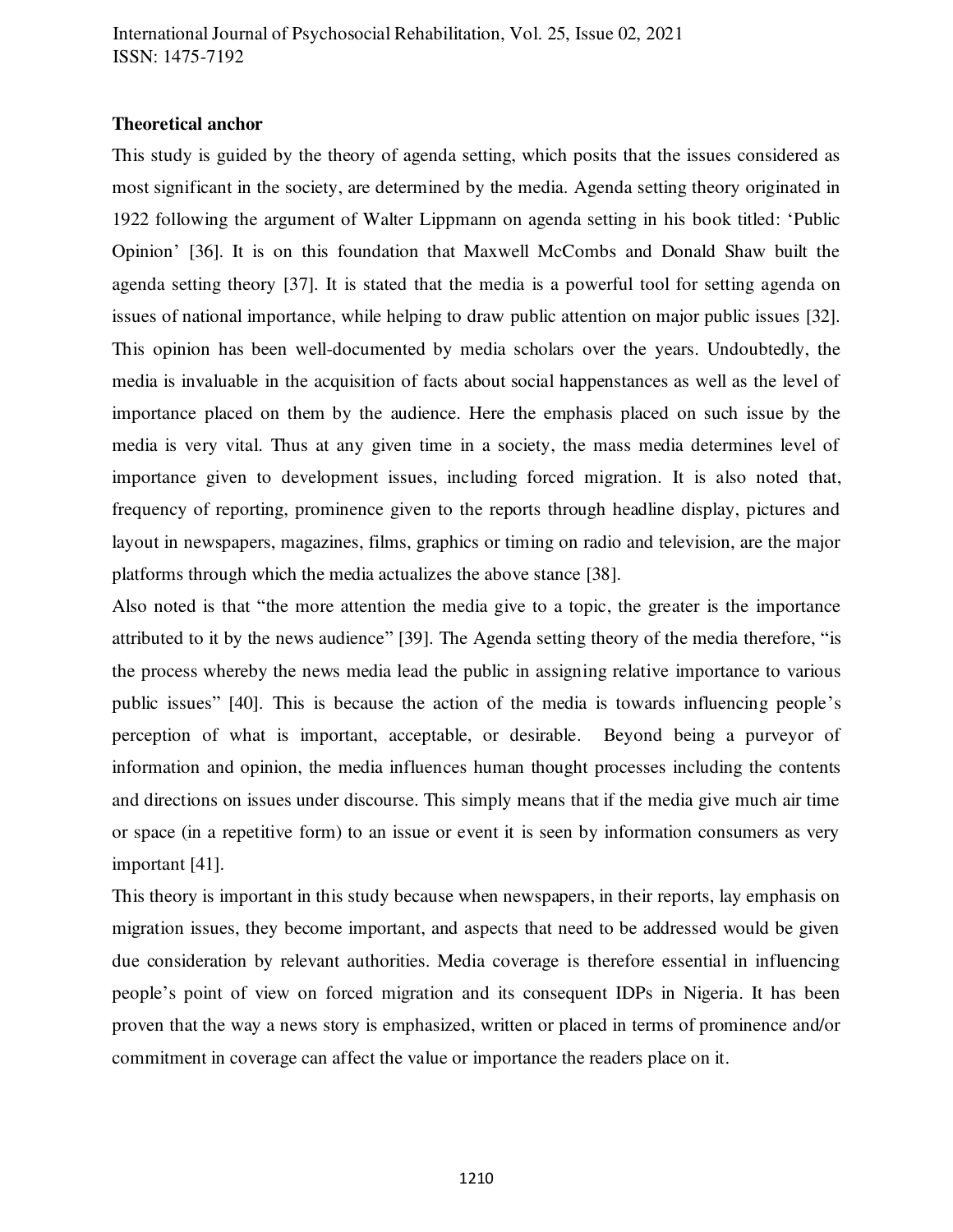**Theoretical anchor**

This study is guided by the theory of agenda setting, which posits that the issues considered as most significant in the society, are determined by the media. Agenda setting theory originated in 1922 following the argument of Walter Lippmann on agenda setting in his book titled: 'Public Opinion' [36]. It is on this foundation that Maxwell McCombs and Donald Shaw built the agenda setting theory [37]. It is stated that the media is a powerful tool for setting agenda on issues of national importance, while helping to draw public attention on major public issues [32]. This opinion has been well-documented by media scholars over the years. Undoubtedly, the media is invaluable in the acquisition of facts about social happenstances as well as the level of importance placed on them by the audience. Here the emphasis placed on such issue by the media is very vital. Thus at any given time in a society, the mass media determines level of importance given to development issues, including forced migration. It is also noted that, frequency of reporting, prominence given to the reports through headline display, pictures and layout in newspapers, magazines, films, graphics or timing on radio and television, are the major platforms through which the media actualizes the above stance [38].

Also noted is that "the more attention the media give to a topic, the greater is the importance attributed to it by the news audience" [39]. The Agenda setting theory of the media therefore, "is the process whereby the news media lead the public in assigning relative importance to various public issues" [40]. This is because the action of the media is towards influencing people's perception of what is important, acceptable, or desirable. Beyond being a purveyor of information and opinion, the media influences human thought processes including the contents and directions on issues under discourse. This simply means that if the media give much air time or space (in a repetitive form) to an issue or event it is seen by information consumers as very important [41].

This theory is important in this study because when newspapers, in their reports, lay emphasis on migration issues, they become important, and aspects that need to be addressed would be given due consideration by relevant authorities. Media coverage is therefore essential in influencing people's point of view on forced migration and its consequent IDPs in Nigeria. It has been proven that the way a news story is emphasized, written or placed in terms of prominence and/or commitment in coverage can affect the value or importance the readers place on it.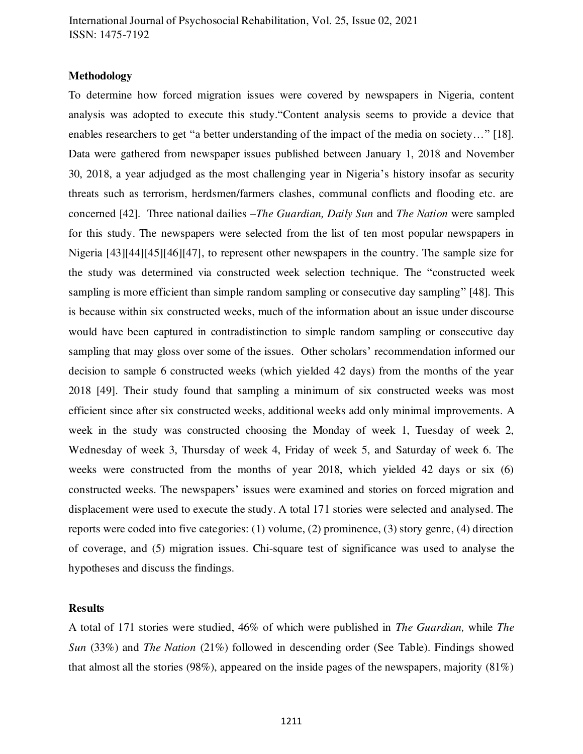## Methodology

To determine how forced migration issues were covered by newspapers in Nigeria, content analysis was adopted to execute this study."Content analysis seems to provide a device that enables researchers to get "a better understanding of the impact of the media on society…" [18]. Data were gathered from newspaper issues published between January 1, 2018 and November 30, 2018, a year adjudged as the most challenging year in Nigeria's history insofar as security threats such as terrorism, herdsmen/farmers clashes, communal conflicts and flooding etc. are concerned [42]. Three national dailies –*The Guardian, Daily Sun* and *The Nation* were sampled for this study. The newspapers were selected from the list of ten most popular newspapers in Nigeria [43][44][45][46][47], to represent other newspapers in the country. The sample size for the study was determined via constructed week selection technique. The "constructed week sampling is more efficient than simple random sampling or consecutive day sampling" [48]. This is because within six constructed weeks, much of the information about an issue under discourse would have been captured in contradistinction to simple random sampling or consecutive day sampling that may gloss over some of the issues. Other scholars' recommendation informed our decision to sample 6 constructed weeks (which yielded 42 days) from the months of the year 2018 [49]. Their study found that sampling a minimum of six constructed weeks was most efficient since after six constructed weeks, additional weeks add only minimal improvements. A week in the study was constructed choosing the Monday of week 1, Tuesday of week 2, Wednesday of week 3, Thursday of week 4, Friday of week 5, and Saturday of week 6. The weeks were constructed from the months of year 2018, which yielded 42 days or six (6) constructed weeks. The newspapers' issues were examined and stories on forced migration and displacement were used to execute the study. A total 171 stories were selected and analysed. The reports were coded into five categories: (1) volume, (2) prominence, (3) story genre, (4) direction of coverage, and (5) migration issues. Chi-square test of significance was used to analyse the hypotheses and discuss the findings.

## Results

A total of 171 stories were studied, 46% of which were published in *The Guardian,* while *The Sun* (33%) and *The Nation* (21%) followed in descending order (See Table). Findings showed that almost all the stories (98%), appeared on the inside pages of the newspapers, majority (81%)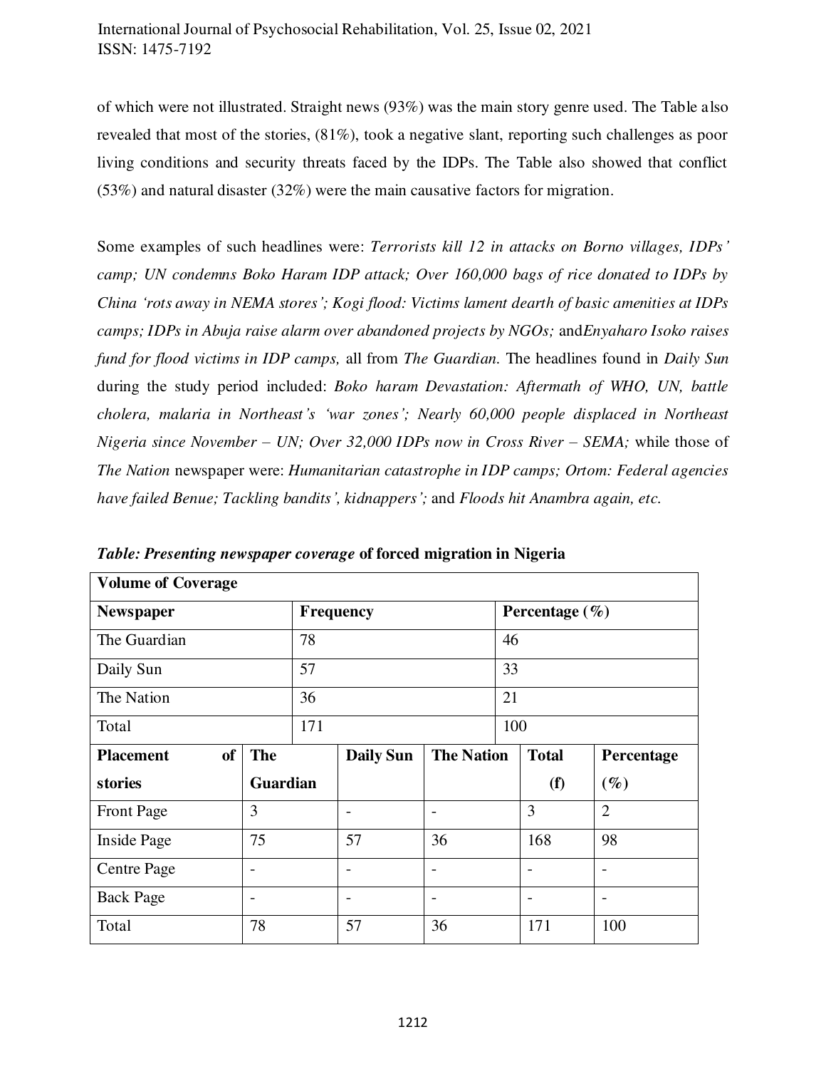of which were not illustrated. Straight news (93%) was the main story genre used. The Table also revealed that most of the stories, (81%), took a negative slant, reporting such challenges as poor living conditions and security threats faced by the IDPs. The Table also showed that conflict (53%) and natural disaster (32%) were the main causative factors for migration.

Some examples of such headlines were: *Terrorists kill 12 in attacks on Borno villages, IDPs' camp; UN condemns Boko Haram IDP attack; Over 160,000 bags of rice donated to IDPs by China 'rots away in NEMA stores'; Kogi flood: Victims lament dearth of basic amenities at IDPs camps; IDPs in Abuja raise alarm over abandoned projects by NGOs;* and*Enyaharo Isoko raises fund for flood victims in IDP camps,* all from *The Guardian.* The headlines found in *Daily Sun* during the study period included: *Boko haram Devastation: Aftermath of WHO, UN, battle cholera, malaria in Northeast's 'war zones'; Nearly 60,000 people displaced in Northeast Nigeria since November – UN; Over 32,000 IDPs now in Cross River – SEMA;* while those of *The Nation* newspaper were: *Humanitarian catastrophe in IDP camps; Ortom: Federal agencies have failed Benue; Tackling bandits', kidnappers';* and *Floods hit Anambra again, etc.*

***Table: Presenting newspaper coverage* of forced migration in Nigeria**

| **Volume of Coverage** | | | | | |
|---|---|---|---|---|---|
| **Newspaper** | **Frequency** | | **Percentage (%)** | | |
| The Guardian | 78 | | 46 | | |
| Daily Sun | 57 | | 33 | | |
| The Nation | 36 | | 21 | | |
| Total | 171 | | 100 | | |
| **Placement of stories** | **The Guardian** | **Daily Sun** | **The Nation** | **Total (f)** | **Percentage (%)** |
| Front Page | 3 | - | - | 3 | 2 |
| Inside Page | 75 | 57 | 36 | 168 | 98 |
| Centre Page | - | - | - | - | - |
| Back Page | - | - | - | - | - |
| Total | 78 | 57 | 36 | 171 | 100 |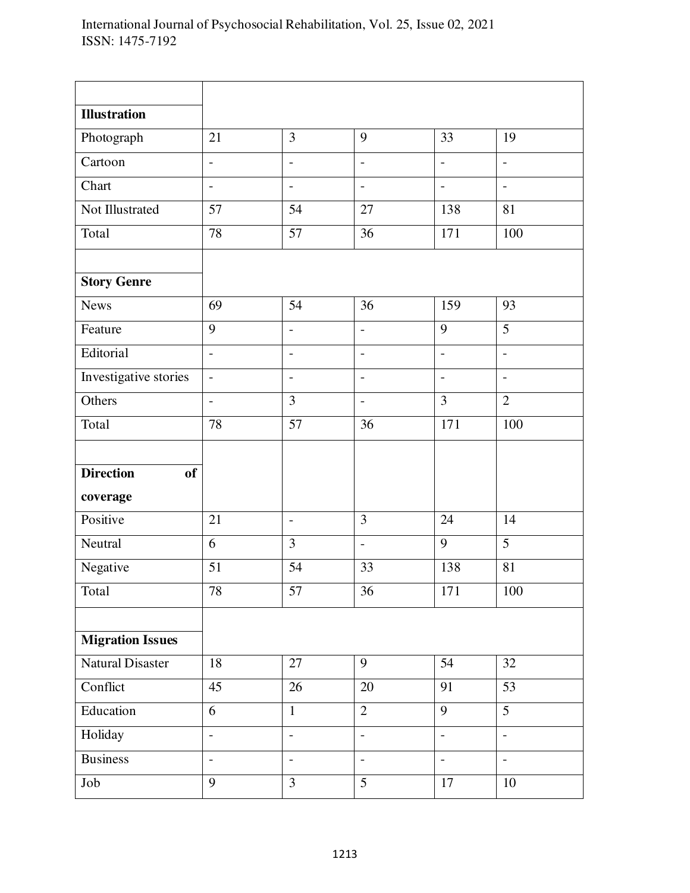| | | | | | |
|---|---|---|---|---|---|
| **Illustration** | | | | | |
| Photograph | 21 | 3 | 9 | 33 | 19 |
| Cartoon | - | - | - | - | - |
| Chart | - | - | - | - | - |
| Not Illustrated | 57 | 54 | 27 | 138 | 81 |
| Total | 78 | 57 | 36 | 171 | 100 |
| **Story Genre** | | | | | |
| News | 69 | 54 | 36 | 159 | 93 |
| Feature | 9 | - | - | 9 | 5 |
| Editorial | - | - | - | - | - |
| Investigative stories | - | - | - | - | - |
| Others | - | 3 | - | 3 | 2 |
| Total | 78 | 57 | 36 | 171 | 100 |
| **Direction of coverage** | | | | | |
| Positive | 21 | - | 3 | 24 | 14 |
| Neutral | 6 | 3 | - | 9 | 5 |
| Negative | 51 | 54 | 33 | 138 | 81 |
| Total | 78 | 57 | 36 | 171 | 100 |
| **Migration Issues** | | | | | |
| Natural Disaster | 18 | 27 | 9 | 54 | 32 |
| Conflict | 45 | 26 | 20 | 91 | 53 |
| Education | 6 | 1 | 2 | 9 | 5 |
| Holiday | - | - | - | - | - |
| Business | - | - | - | - | - |
| Job | 9 | 3 | 5 | 17 | 10 |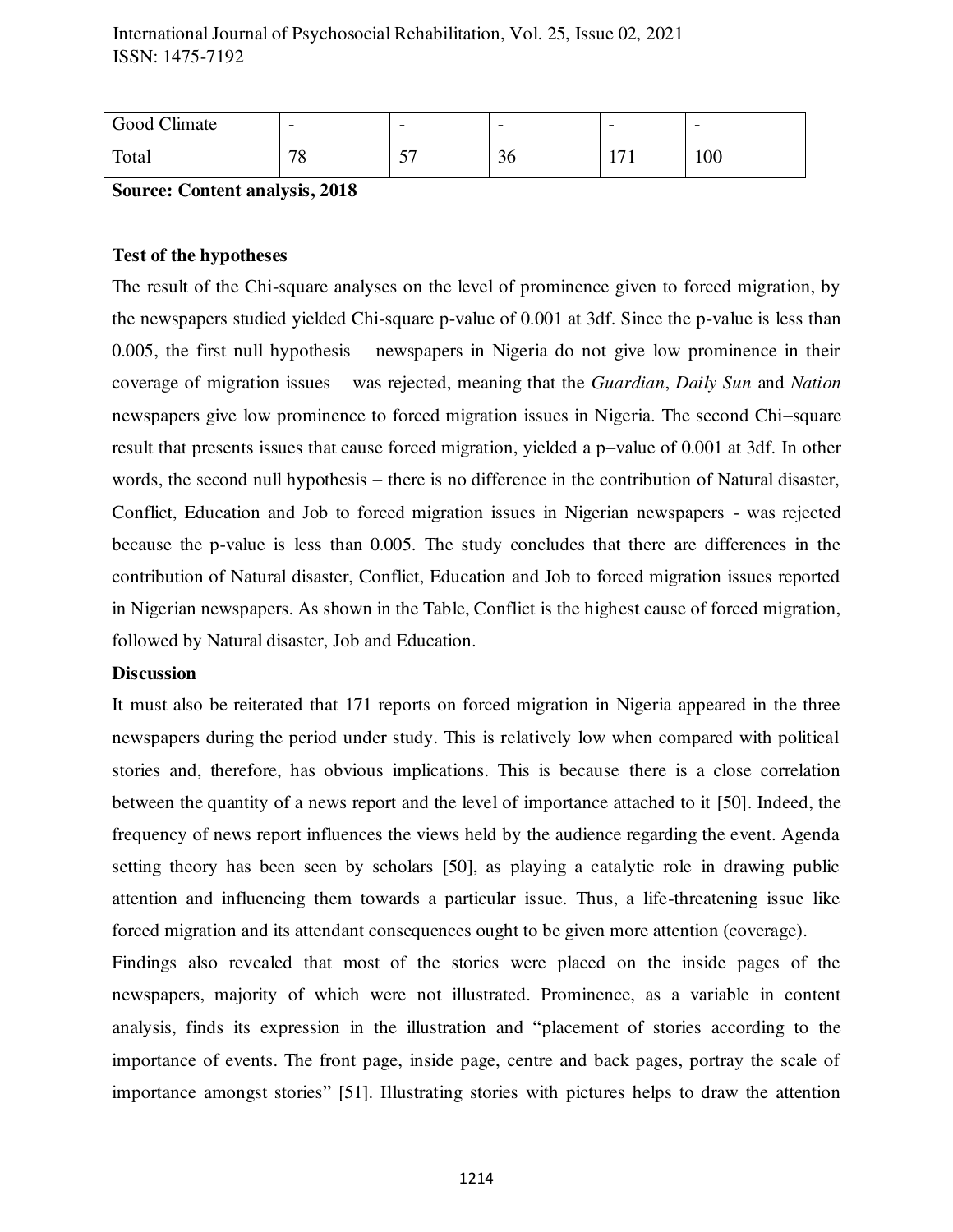| Good Climate | - | - | - | - | - |
| --- | --- | --- | --- | --- | --- |
| Total | 78 | 57 | 36 | 171 | 100 |

**Source: Content analysis, 2018**

**Test of the hypotheses**

The result of the Chi-square analyses on the level of prominence given to forced migration, by the newspapers studied yielded Chi-square p-value of 0.001 at 3df. Since the p-value is less than 0.005, the first null hypothesis – newspapers in Nigeria do not give low prominence in their coverage of migration issues – was rejected, meaning that the *Guardian*, *Daily Sun* and *Nation* newspapers give low prominence to forced migration issues in Nigeria. The second Chi–square result that presents issues that cause forced migration, yielded a p–value of 0.001 at 3df. In other words, the second null hypothesis – there is no difference in the contribution of Natural disaster, Conflict, Education and Job to forced migration issues in Nigerian newspapers - was rejected because the p-value is less than 0.005. The study concludes that there are differences in the contribution of Natural disaster, Conflict, Education and Job to forced migration issues reported in Nigerian newspapers. As shown in the Table, Conflict is the highest cause of forced migration, followed by Natural disaster, Job and Education.

**Discussion**

It must also be reiterated that 171 reports on forced migration in Nigeria appeared in the three newspapers during the period under study. This is relatively low when compared with political stories and, therefore, has obvious implications. This is because there is a close correlation between the quantity of a news report and the level of importance attached to it [50]. Indeed, the frequency of news report influences the views held by the audience regarding the event. Agenda setting theory has been seen by scholars [50], as playing a catalytic role in drawing public attention and influencing them towards a particular issue. Thus, a life-threatening issue like forced migration and its attendant consequences ought to be given more attention (coverage).

Findings also revealed that most of the stories were placed on the inside pages of the newspapers, majority of which were not illustrated. Prominence, as a variable in content analysis, finds its expression in the illustration and "placement of stories according to the importance of events. The front page, inside page, centre and back pages, portray the scale of importance amongst stories" [51]. Illustrating stories with pictures helps to draw the attention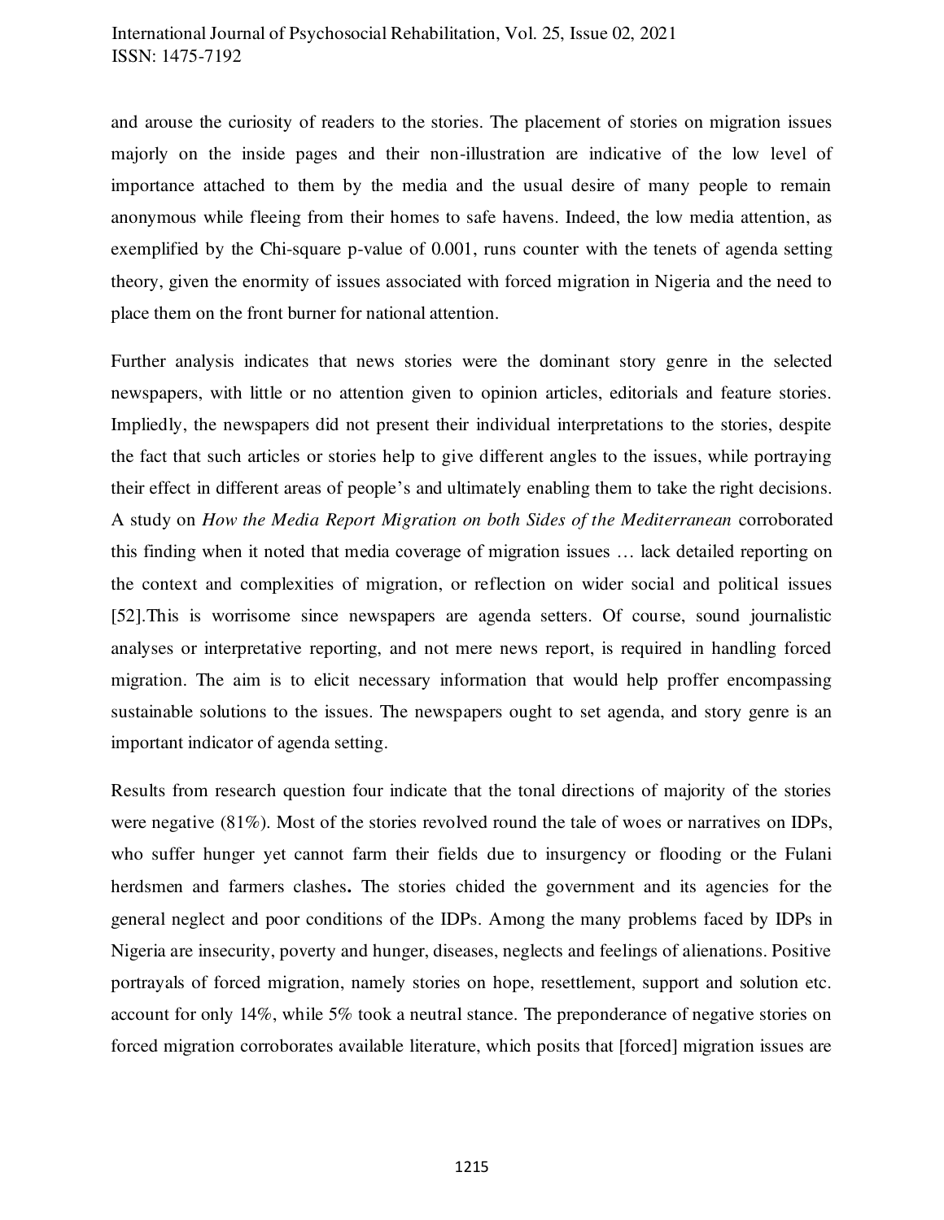and arouse the curiosity of readers to the stories. The placement of stories on migration issues majorly on the inside pages and their non-illustration are indicative of the low level of importance attached to them by the media and the usual desire of many people to remain anonymous while fleeing from their homes to safe havens. Indeed, the low media attention, as exemplified by the Chi-square p-value of 0.001, runs counter with the tenets of agenda setting theory, given the enormity of issues associated with forced migration in Nigeria and the need to place them on the front burner for national attention.

Further analysis indicates that news stories were the dominant story genre in the selected newspapers, with little or no attention given to opinion articles, editorials and feature stories. Impliedly, the newspapers did not present their individual interpretations to the stories, despite the fact that such articles or stories help to give different angles to the issues, while portraying their effect in different areas of people's and ultimately enabling them to take the right decisions. A study on *How the Media Report Migration on both Sides of the Mediterranean* corroborated this finding when it noted that media coverage of migration issues … lack detailed reporting on the context and complexities of migration, or reflection on wider social and political issues [52].This is worrisome since newspapers are agenda setters. Of course, sound journalistic analyses or interpretative reporting, and not mere news report, is required in handling forced migration. The aim is to elicit necessary information that would help proffer encompassing sustainable solutions to the issues. The newspapers ought to set agenda, and story genre is an important indicator of agenda setting.

Results from research question four indicate that the tonal directions of majority of the stories were negative (81%). Most of the stories revolved round the tale of woes or narratives on IDPs, who suffer hunger yet cannot farm their fields due to insurgency or flooding or the Fulani herdsmen and farmers clashes**.** The stories chided the government and its agencies for the general neglect and poor conditions of the IDPs. Among the many problems faced by IDPs in Nigeria are insecurity, poverty and hunger, diseases, neglects and feelings of alienations. Positive portrayals of forced migration, namely stories on hope, resettlement, support and solution etc. account for only 14%, while 5% took a neutral stance. The preponderance of negative stories on forced migration corroborates available literature, which posits that [forced] migration issues are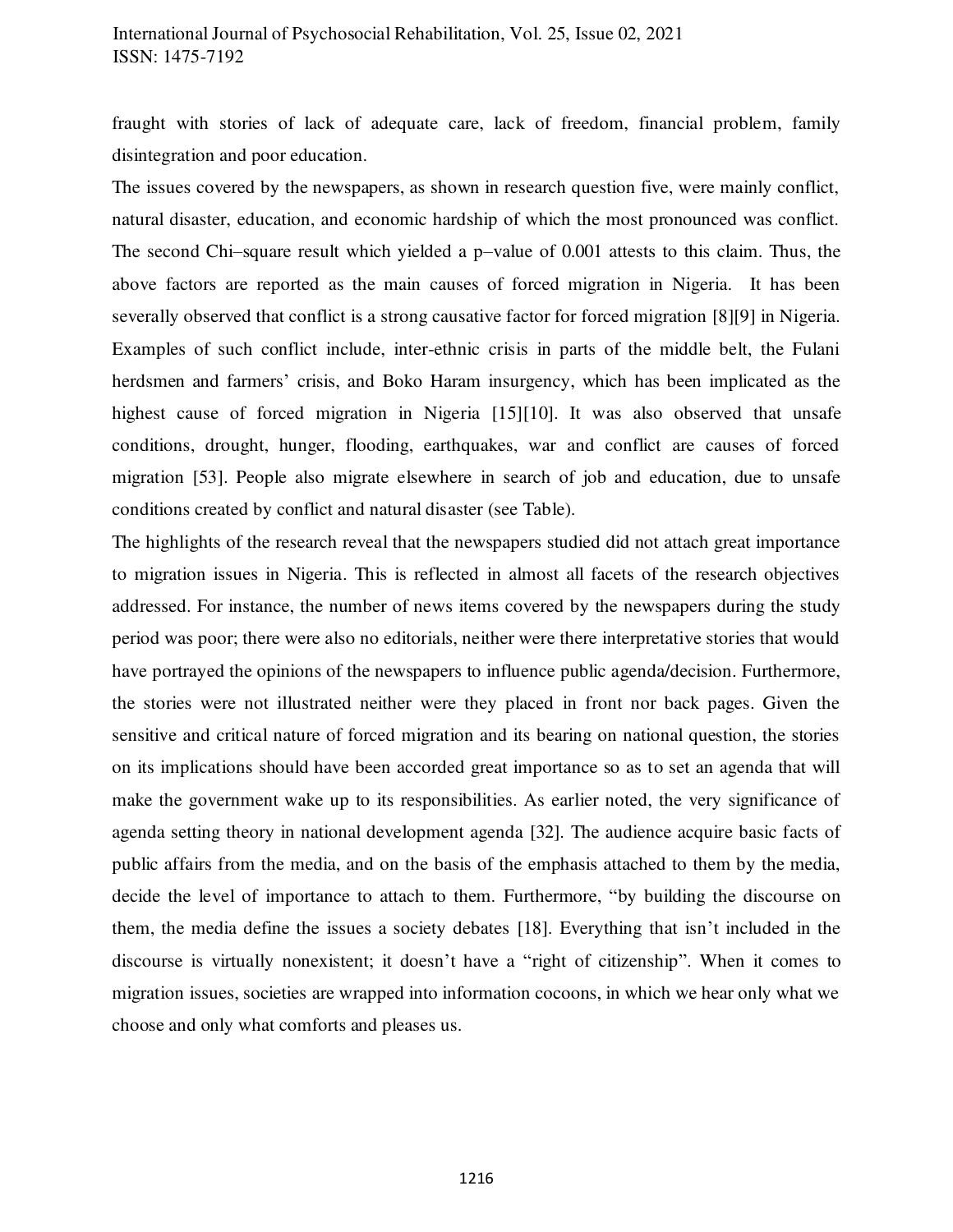fraught with stories of lack of adequate care, lack of freedom, financial problem, family disintegration and poor education.

The issues covered by the newspapers, as shown in research question five, were mainly conflict, natural disaster, education, and economic hardship of which the most pronounced was conflict. The second Chi–square result which yielded a p–value of 0.001 attests to this claim. Thus, the above factors are reported as the main causes of forced migration in Nigeria. It has been severally observed that conflict is a strong causative factor for forced migration [8][9] in Nigeria. Examples of such conflict include, inter-ethnic crisis in parts of the middle belt, the Fulani herdsmen and farmers' crisis, and Boko Haram insurgency, which has been implicated as the highest cause of forced migration in Nigeria [15][10]. It was also observed that unsafe conditions, drought, hunger, flooding, earthquakes, war and conflict are causes of forced migration [53]. People also migrate elsewhere in search of job and education, due to unsafe conditions created by conflict and natural disaster (see Table).

The highlights of the research reveal that the newspapers studied did not attach great importance to migration issues in Nigeria. This is reflected in almost all facets of the research objectives addressed. For instance, the number of news items covered by the newspapers during the study period was poor; there were also no editorials, neither were there interpretative stories that would have portrayed the opinions of the newspapers to influence public agenda/decision. Furthermore, the stories were not illustrated neither were they placed in front nor back pages. Given the sensitive and critical nature of forced migration and its bearing on national question, the stories on its implications should have been accorded great importance so as to set an agenda that will make the government wake up to its responsibilities. As earlier noted, the very significance of agenda setting theory in national development agenda [32]. The audience acquire basic facts of public affairs from the media, and on the basis of the emphasis attached to them by the media, decide the level of importance to attach to them. Furthermore, "by building the discourse on them, the media define the issues a society debates [18]. Everything that isn't included in the discourse is virtually nonexistent; it doesn't have a "right of citizenship". When it comes to migration issues, societies are wrapped into information cocoons, in which we hear only what we choose and only what comforts and pleases us.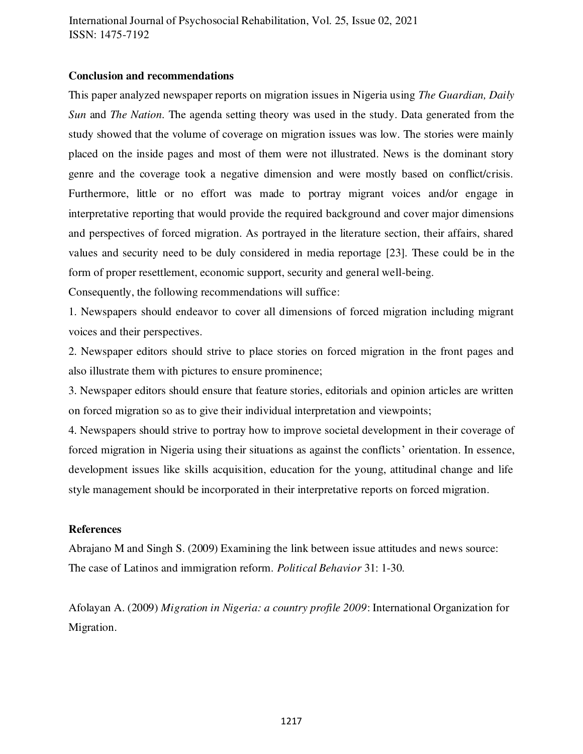## Conclusion and recommendations

This paper analyzed newspaper reports on migration issues in Nigeria using *The Guardian, Daily Sun* and *The Nation*. The agenda setting theory was used in the study. Data generated from the study showed that the volume of coverage on migration issues was low. The stories were mainly placed on the inside pages and most of them were not illustrated. News is the dominant story genre and the coverage took a negative dimension and were mostly based on conflict/crisis. Furthermore, little or no effort was made to portray migrant voices and/or engage in interpretative reporting that would provide the required background and cover major dimensions and perspectives of forced migration. As portrayed in the literature section, their affairs, shared values and security need to be duly considered in media reportage [23]. These could be in the form of proper resettlement, economic support, security and general well-being.

Consequently, the following recommendations will suffice:

1. Newspapers should endeavor to cover all dimensions of forced migration including migrant voices and their perspectives.
2. Newspaper editors should strive to place stories on forced migration in the front pages and also illustrate them with pictures to ensure prominence;
3. Newspaper editors should ensure that feature stories, editorials and opinion articles are written on forced migration so as to give their individual interpretation and viewpoints;
4. Newspapers should strive to portray how to improve societal development in their coverage of forced migration in Nigeria using their situations as against the conflicts' orientation. In essence, development issues like skills acquisition, education for the young, attitudinal change and life style management should be incorporated in their interpretative reports on forced migration.

## References

Abrajano M and Singh S. (2009) Examining the link between issue attitudes and news source: The case of Latinos and immigration reform. *Political Behavior* 31: 1-30.

Afolayan A. (2009) *Migration in Nigeria: a country profile 2009*: International Organization for Migration.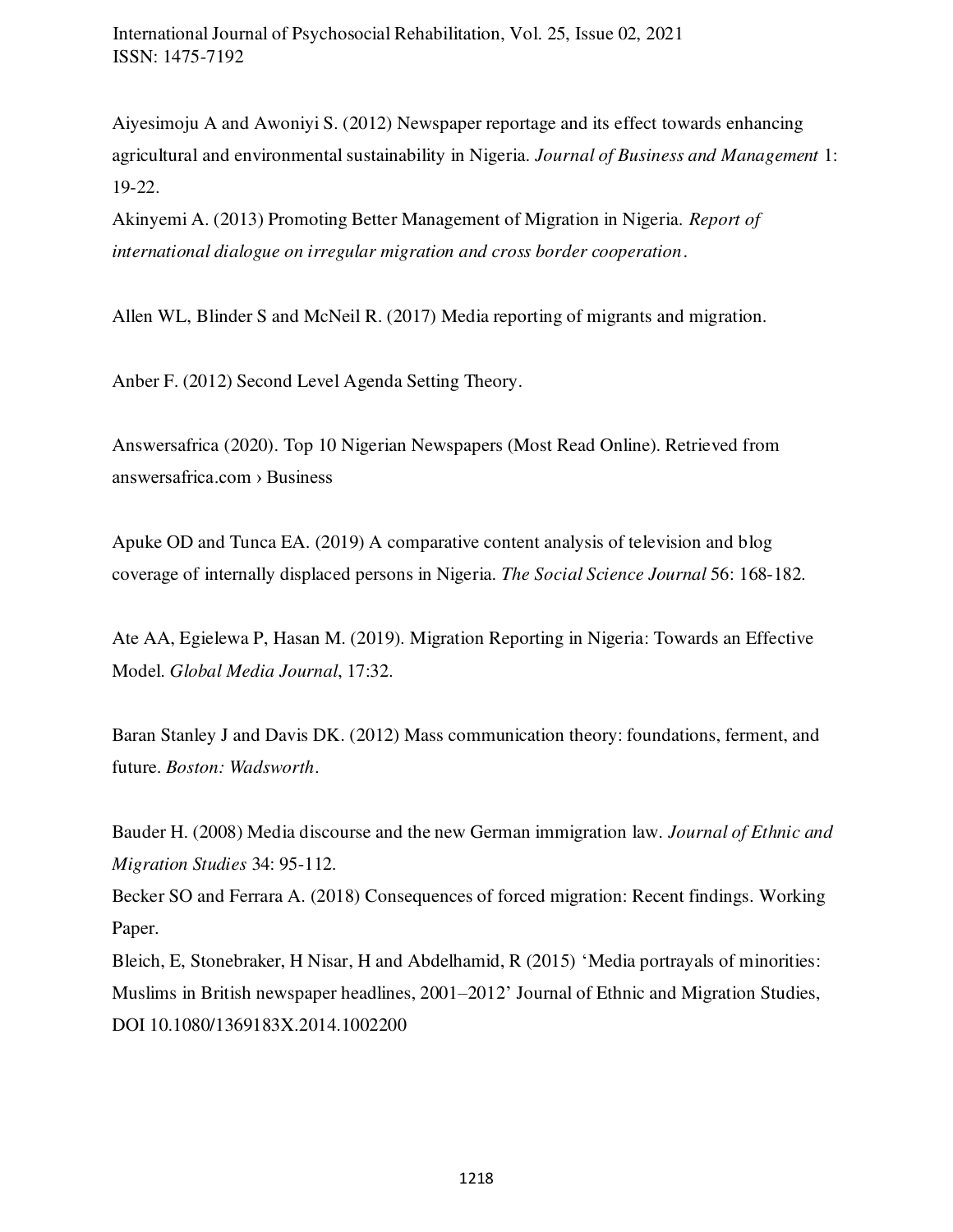Aiyesimoju A and Awoniyi S. (2012) Newspaper reportage and its effect towards enhancing agricultural and environmental sustainability in Nigeria. *Journal of Business and Management* 1: 19-22.

Akinyemi A. (2013) Promoting Better Management of Migration in Nigeria. *Report of international dialogue on irregular migration and cross border cooperation*.

Allen WL, Blinder S and McNeil R. (2017) Media reporting of migrants and migration.

Anber F. (2012) Second Level Agenda Setting Theory.

Answersafrica (2020). Top 10 Nigerian Newspapers (Most Read Online). Retrieved from answersafrica.com › Business

Apuke OD and Tunca EA. (2019) A comparative content analysis of television and blog coverage of internally displaced persons in Nigeria. *The Social Science Journal* 56: 168-182.

Ate AA, Egielewa P, Hasan M. (2019). Migration Reporting in Nigeria: Towards an Effective Model. *Global Media Journal*, 17:32.

Baran Stanley J and Davis DK. (2012) Mass communication theory: foundations, ferment, and future. *Boston: Wadsworth*.

Bauder H. (2008) Media discourse and the new German immigration law. *Journal of Ethnic and Migration Studies* 34: 95-112.

Becker SO and Ferrara A. (2018) Consequences of forced migration: Recent findings. Working Paper.

Bleich, E, Stonebraker, H Nisar, H and Abdelhamid, R (2015) 'Media portrayals of minorities: Muslims in British newspaper headlines, 2001–2012' Journal of Ethnic and Migration Studies, DOI 10.1080/1369183X.2014.1002200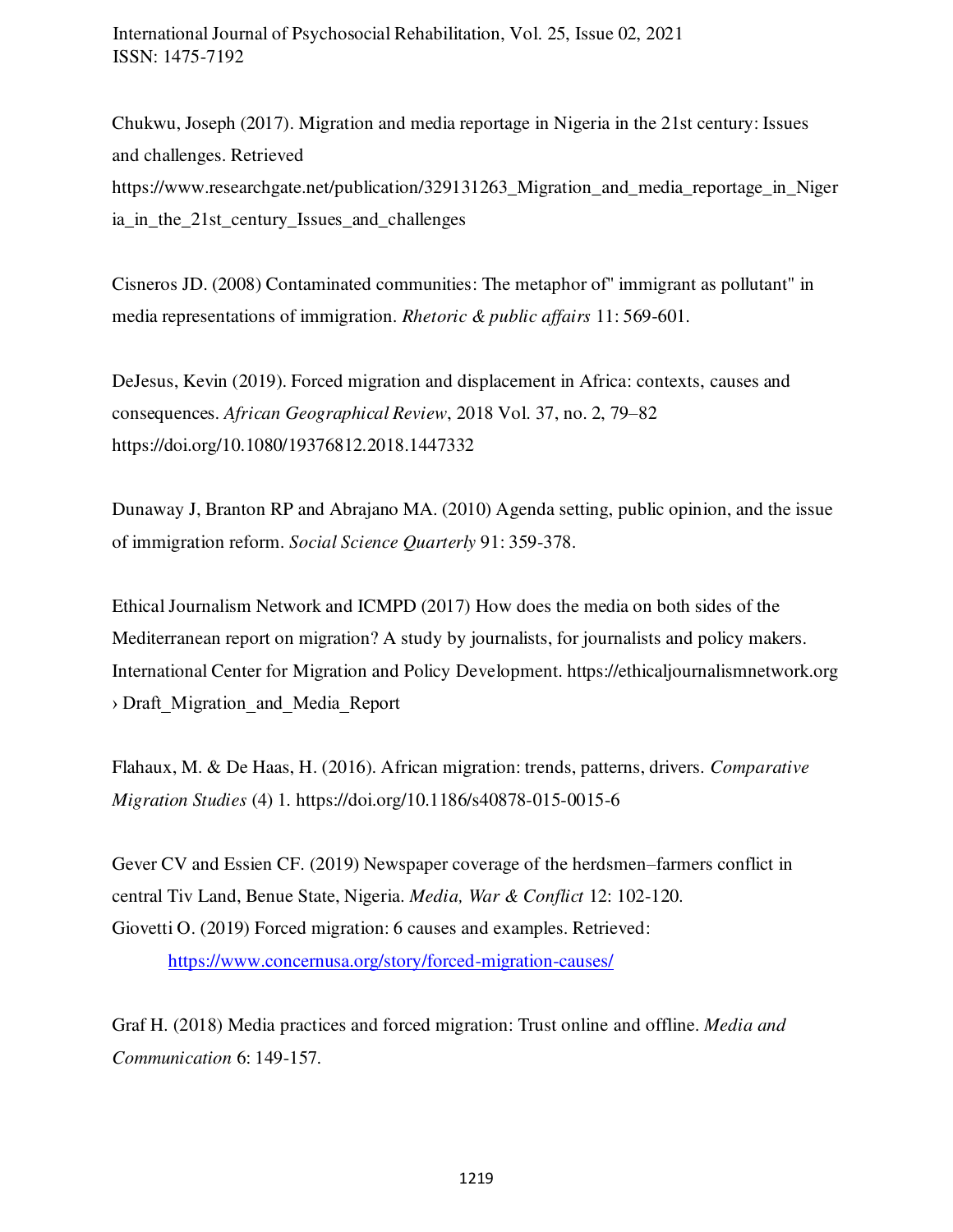Chukwu, Joseph (2017). Migration and media reportage in Nigeria in the 21st century: Issues and challenges. Retrieved https://www.researchgate.net/publication/329131263_Migration_and_media_reportage_in_Nigeria_in_the_21st_century_Issues_and_challenges

Cisneros JD. (2008) Contaminated communities: The metaphor of" immigrant as pollutant" in media representations of immigration. *Rhetoric & public affairs* 11: 569-601.

DeJesus, Kevin (2019). Forced migration and displacement in Africa: contexts, causes and consequences. *African Geographical Review*, 2018 Vol. 37, no. 2, 79–82 https://doi.org/10.1080/19376812.2018.1447332

Dunaway J, Branton RP and Abrajano MA. (2010) Agenda setting, public opinion, and the issue of immigration reform. *Social Science Quarterly* 91: 359-378.

Ethical Journalism Network and ICMPD (2017) How does the media on both sides of the Mediterranean report on migration? A study by journalists, for journalists and policy makers. International Center for Migration and Policy Development. https://ethicaljournalismnetwork.org › Draft_Migration_and_Media_Report

Flahaux, M. & De Haas, H. (2016). African migration: trends, patterns, drivers. *Comparative Migration Studies* (4) 1. https://doi.org/10.1186/s40878-015-0015-6

Gever CV and Essien CF. (2019) Newspaper coverage of the herdsmen–farmers conflict in central Tiv Land, Benue State, Nigeria. *Media, War & Conflict* 12: 102-120.

Giovetti O. (2019) Forced migration: 6 causes and examples. Retrieved: https://www.concernusa.org/story/forced-migration-causes/

Graf H. (2018) Media practices and forced migration: Trust online and offline. *Media and Communication* 6: 149-157.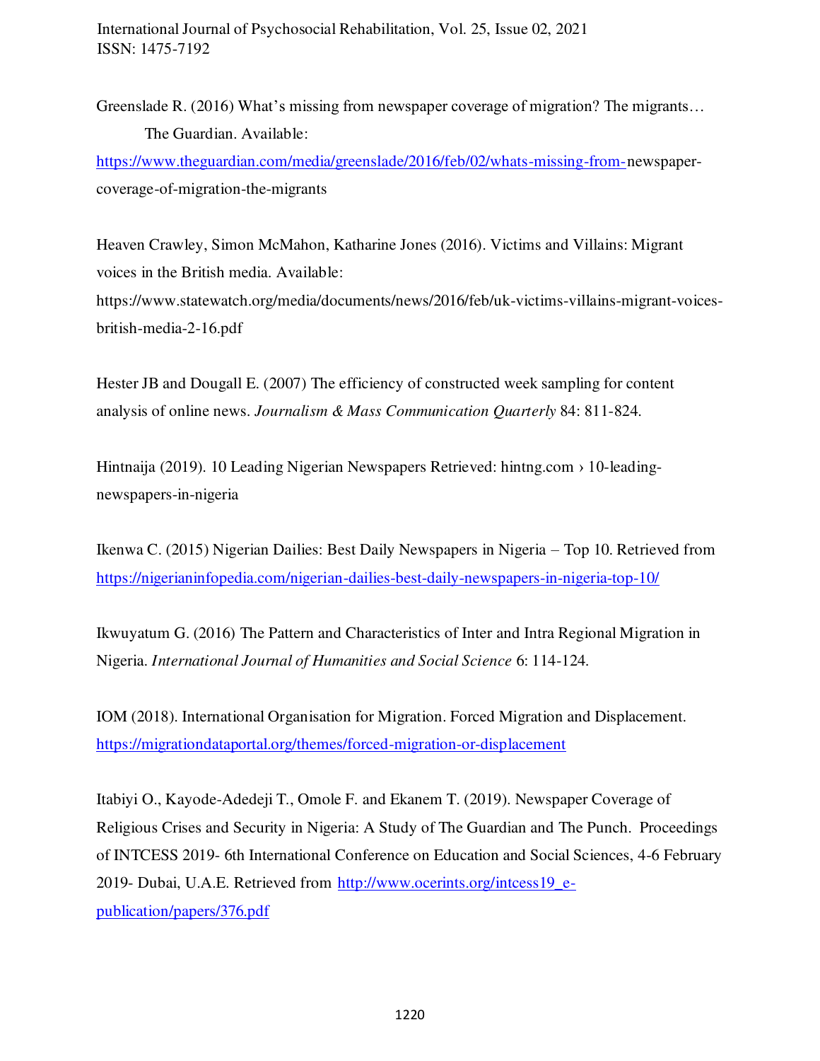Greenslade R. (2016) What's missing from newspaper coverage of migration? The migrants… The Guardian. Available: https://www.theguardian.com/media/greenslade/2016/feb/02/whats-missing-from-newspaper-coverage-of-migration-the-migrants

Heaven Crawley, Simon McMahon, Katharine Jones (2016). Victims and Villains: Migrant voices in the British media. Available: https://www.statewatch.org/media/documents/news/2016/feb/uk-victims-villains-migrant-voices-british-media-2-16.pdf

Hester JB and Dougall E. (2007) The efficiency of constructed week sampling for content analysis of online news. *Journalism & Mass Communication Quarterly* 84: 811-824.

Hintnaija (2019). 10 Leading Nigerian Newspapers Retrieved: hintng.com › 10-leading-newspapers-in-nigeria

Ikenwa C. (2015) Nigerian Dailies: Best Daily Newspapers in Nigeria – Top 10. Retrieved from https://nigerianinfopedia.com/nigerian-dailies-best-daily-newspapers-in-nigeria-top-10/

Ikwuyatum G. (2016) The Pattern and Characteristics of Inter and Intra Regional Migration in Nigeria. *International Journal of Humanities and Social Science* 6: 114-124.

IOM (2018). International Organisation for Migration. Forced Migration and Displacement. https://migrationdataportal.org/themes/forced-migration-or-displacement

Itabiyi O., Kayode-Adedeji T., Omole F. and Ekanem T. (2019). Newspaper Coverage of Religious Crises and Security in Nigeria: A Study of The Guardian and The Punch. Proceedings of INTCESS 2019- 6th International Conference on Education and Social Sciences, 4-6 February 2019- Dubai, U.A.E. Retrieved from http://www.ocerints.org/intcess19_e-publication/papers/376.pdf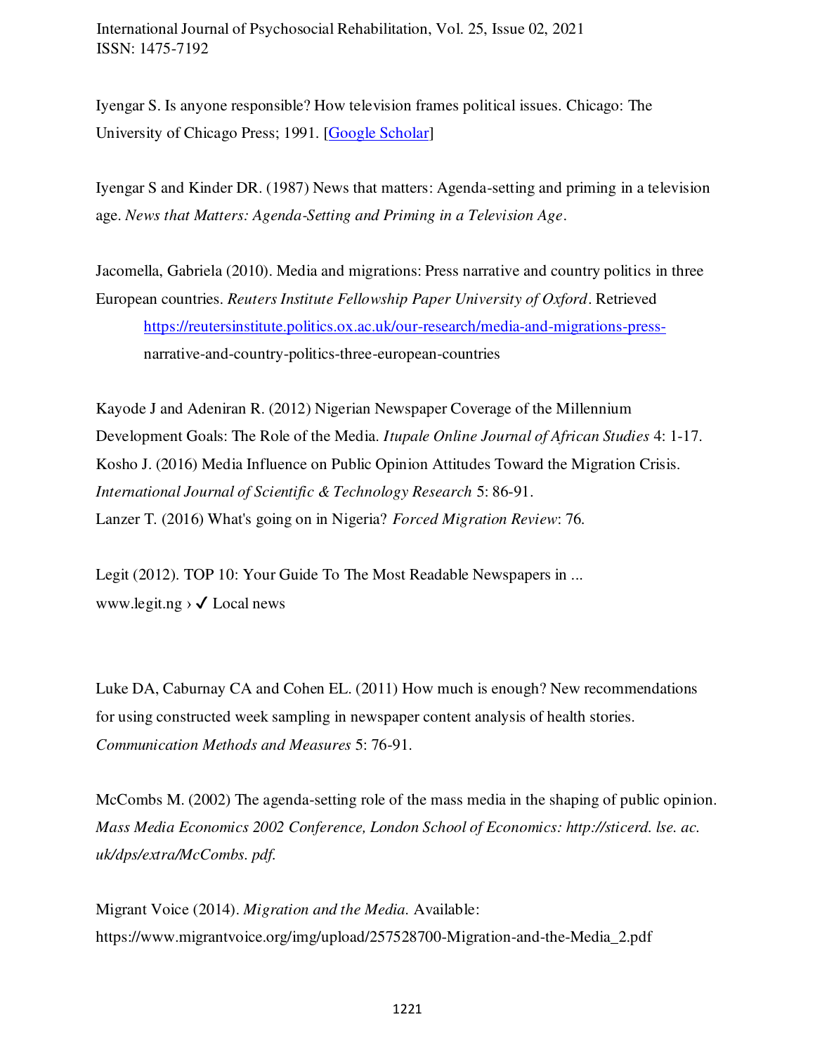Iyengar S. Is anyone responsible? How television frames political issues. Chicago: The University of Chicago Press; 1991. [Google Scholar]

Iyengar S and Kinder DR. (1987) News that matters: Agenda-setting and priming in a television age. *News that Matters: Agenda-Setting and Priming in a Television Age*.

Jacomella, Gabriela (2010). Media and migrations: Press narrative and country politics in three European countries. *Reuters Institute Fellowship Paper University of Oxford*. Retrieved https://reutersinstitute.politics.ox.ac.uk/our-research/media-and-migrations-press-narrative-and-country-politics-three-european-countries

Kayode J and Adeniran R. (2012) Nigerian Newspaper Coverage of the Millennium Development Goals: The Role of the Media. *Itupale Online Journal of African Studies* 4: 1-17.

Kosho J. (2016) Media Influence on Public Opinion Attitudes Toward the Migration Crisis. *International Journal of Scientific & Technology Research* 5: 86-91.

Lanzer T. (2016) What's going on in Nigeria? *Forced Migration Review*: 76.

Legit (2012). TOP 10: Your Guide To The Most Readable Newspapers in ... www.legit.ng › ✔ Local news

Luke DA, Caburnay CA and Cohen EL. (2011) How much is enough? New recommendations for using constructed week sampling in newspaper content analysis of health stories. *Communication Methods and Measures* 5: 76-91.

McCombs M. (2002) The agenda-setting role of the mass media in the shaping of public opinion. *Mass Media Economics 2002 Conference, London School of Economics: http://sticerd. lse. ac. uk/dps/extra/McCombs. pdf.*

Migrant Voice (2014). *Migration and the Media.* Available: https://www.migrantvoice.org/img/upload/257528700-Migration-and-the-Media_2.pdf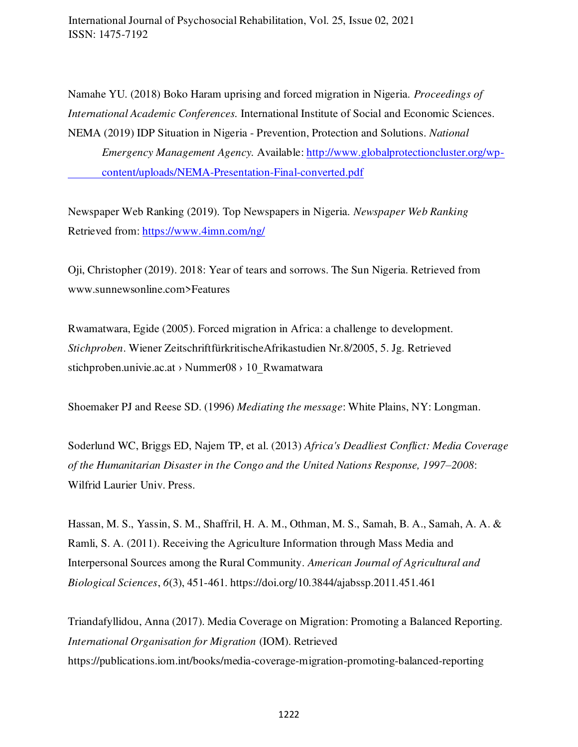Namahe YU. (2018) Boko Haram uprising and forced migration in Nigeria. *Proceedings of International Academic Conferences.* International Institute of Social and Economic Sciences.

NEMA (2019) IDP Situation in Nigeria - Prevention, Protection and Solutions. *National Emergency Management Agency.* Available: http://www.globalprotectioncluster.org/wp-content/uploads/NEMA-Presentation-Final-converted.pdf

Newspaper Web Ranking (2019). Top Newspapers in Nigeria. *Newspaper Web Ranking* Retrieved from: https://www.4imn.com/ng/

Oji, Christopher (2019). 2018: Year of tears and sorrows. The Sun Nigeria. Retrieved from www.sunnewsonline.com>Features

Rwamatwara, Egide (2005). Forced migration in Africa: a challenge to development. *Stichproben*. Wiener ZeitschriftfürkritischeAfrikastudien Nr.8/2005, 5. Jg. Retrieved stichproben.univie.ac.at › Nummer08 › 10_Rwamatwara

Shoemaker PJ and Reese SD. (1996) *Mediating the message*: White Plains, NY: Longman.

Soderlund WC, Briggs ED, Najem TP, et al. (2013) *Africa's Deadliest Conflict: Media Coverage of the Humanitarian Disaster in the Congo and the United Nations Response, 1997–2008*: Wilfrid Laurier Univ. Press.

Hassan, M. S., Yassin, S. M., Shaffril, H. A. M., Othman, M. S., Samah, B. A., Samah, A. A. & Ramli, S. A. (2011). Receiving the Agriculture Information through Mass Media and Interpersonal Sources among the Rural Community. *American Journal of Agricultural and Biological Sciences*, *6*(3), 451-461. https://doi.org/10.3844/ajabssp.2011.451.461

Triandafyllidou, Anna (2017). Media Coverage on Migration: Promoting a Balanced Reporting. *International Organisation for Migration* (IOM). Retrieved https://publications.iom.int/books/media-coverage-migration-promoting-balanced-reporting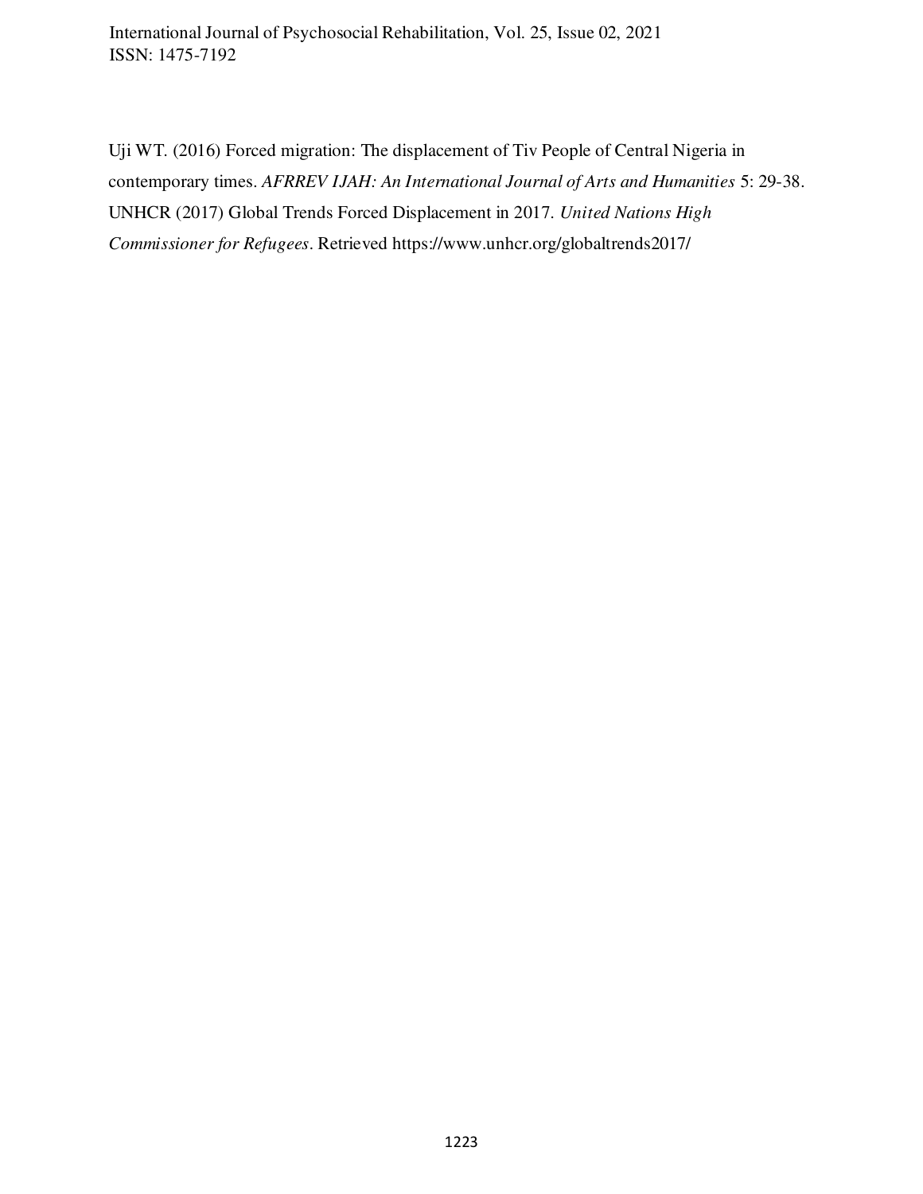Uji WT. (2016) Forced migration: The displacement of Tiv People of Central Nigeria in contemporary times. *AFRREV IJAH: An International Journal of Arts and Humanities* 5: 29-38.

UNHCR (2017) Global Trends Forced Displacement in 2017. *United Nations High Commissioner for Refugees*. Retrieved https://www.unhcr.org/globaltrends2017/